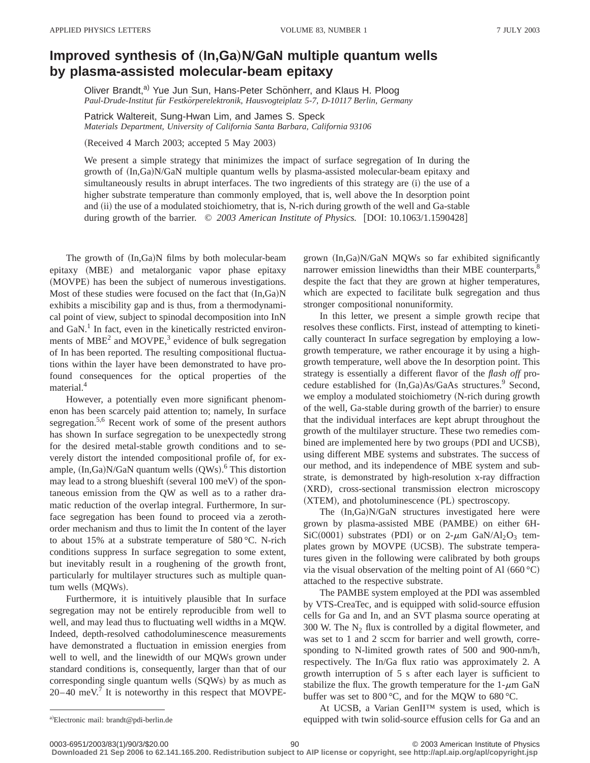# Improved synthesis of (In,Ga)N/GaN multiple quantum wells by plasma-assisted molecular-beam epitaxy

Oliver Brandt,[a)] Yue Jun Sun, Hans-Peter Schönherr, and Klaus H. Ploog
*Paul-Drude-Institut für Festkörperelektronik, Hausvogteiplatz 5-7, D-10117 Berlin, Germany*

Patrick Waltereit, Sung-Hwan Lim, and James S. Speck
*Materials Department, University of California Santa Barbara, California 93106*

(Received 4 March 2003; accepted 5 May 2003)

We present a simple strategy that minimizes the impact of surface segregation of In during the growth of (In,Ga)N/GaN multiple quantum wells by plasma-assisted molecular-beam epitaxy and simultaneously results in abrupt interfaces. The two ingredients of this strategy are (i) the use of a higher substrate temperature than commonly employed, that is, well above the In desorption point and (ii) the use of a modulated stoichiometry, that is, N-rich during growth of the well and Ga-stable during growth of the barrier. © *2003 American Institute of Physics.* [DOI: 10.1063/1.1590428]

The growth of (In,Ga)N films by both molecular-beam epitaxy (MBE) and metalorganic vapor phase epitaxy (MOVPE) has been the subject of numerous investigations. Most of these studies were focused on the fact that (In,Ga)N exhibits a miscibility gap and is thus, from a thermodynamical point of view, subject to spinodal decomposition into InN and GaN.[1] In fact, even in the kinetically restricted environments of MBE[2] and MOVPE,[3] evidence of bulk segregation of In has been reported. The resulting compositional fluctuations within the layer have been demonstrated to have profound consequences for the optical properties of the material.[4]

However, a potentially even more significant phenomenon has been scarcely paid attention to; namely, In surface segregation.[5,6] Recent work of some of the present authors has shown In surface segregation to be unexpectedly strong for the desired metal-stable growth conditions and to severely distort the intended compositional profile of, for example, (In,Ga)N/GaN quantum wells (QWs).[6] This distortion may lead to a strong blueshift (several 100 meV) of the spontaneous emission from the QW as well as to a rather dramatic reduction of the overlap integral. Furthermore, In surface segregation has been found to proceed via a zeroth-order mechanism and thus to limit the In content of the layer to about 15% at a substrate temperature of 580 °C. N-rich conditions suppress In surface segregation to some extent, but inevitably result in a roughening of the growth front, particularly for multilayer structures such as multiple quantum wells (MQWs).

Furthermore, it is intuitively plausible that In surface segregation may not be entirely reproducible from well to well, and may lead thus to fluctuating well widths in a MQW. Indeed, depth-resolved cathodoluminescence measurements have demonstrated a fluctuation in emission energies from well to well, and the linewidth of our MQWs grown under standard conditions is, consequently, larger than that of our corresponding single quantum wells (SQWs) by as much as 20–40 meV.[7] It is noteworthy in this respect that MOVPE-grown (In,Ga)N/GaN MQWs so far exhibited significantly narrower emission linewidths than their MBE counterparts,[8] despite the fact that they are grown at higher temperatures, which are expected to facilitate bulk segregation and thus stronger compositional nonuniformity.

In this letter, we present a simple growth recipe that resolves these conflicts. First, instead of attempting to kinetically counteract In surface segregation by employing a low-growth temperature, we rather encourage it by using a high-growth temperature, well above the In desorption point. This strategy is essentially a different flavor of the *flash off* procedure established for (In,Ga)As/GaAs structures.[9] Second, we employ a modulated stoichiometry (N-rich during growth of the well, Ga-stable during growth of the barrier) to ensure that the individual interfaces are kept abrupt throughout the growth of the multilayer structure. These two remedies combined are implemented here by two groups (PDI and UCSB), using different MBE systems and substrates. The success of our method, and its independence of MBE system and substrate, is demonstrated by high-resolution x-ray diffraction (XRD), cross-sectional transmission electron microscopy (XTEM), and photoluminescence (PL) spectroscopy.

The (In,Ga)N/GaN structures investigated here were grown by plasma-assisted MBE (PAMBE) on either 6H-SiC(0001) substrates (PDI) or on 2-$\mu$m GaN/$Al_2O_3$ templates grown by MOVPE (UCSB). The substrate temperatures given in the following were calibrated by both groups via the visual observation of the melting point of Al (660 °C) attached to the respective substrate.

The PAMBE system employed at the PDI was assembled by VTS-CreaTec, and is equipped with solid-source effusion cells for Ga and In, and an SVT plasma source operating at 300 W. The $N_2$ flux is controlled by a digital flowmeter, and was set to 1 and 2 sccm for barrier and well growth, corresponding to N-limited growth rates of 500 and 900-nm/h, respectively. The In/Ga flux ratio was approximately 2. A growth interruption of 5 s after each layer is sufficient to stabilize the flux. The growth temperature for the 1-$\mu$m GaN buffer was set to 800 °C, and for the MQW to 680 °C.

At UCSB, a Varian GenII™ system is used, which is equipped with twin solid-source effusion cells for Ga and an

[a)]Electronic mail: brandt@pdi-berlin.de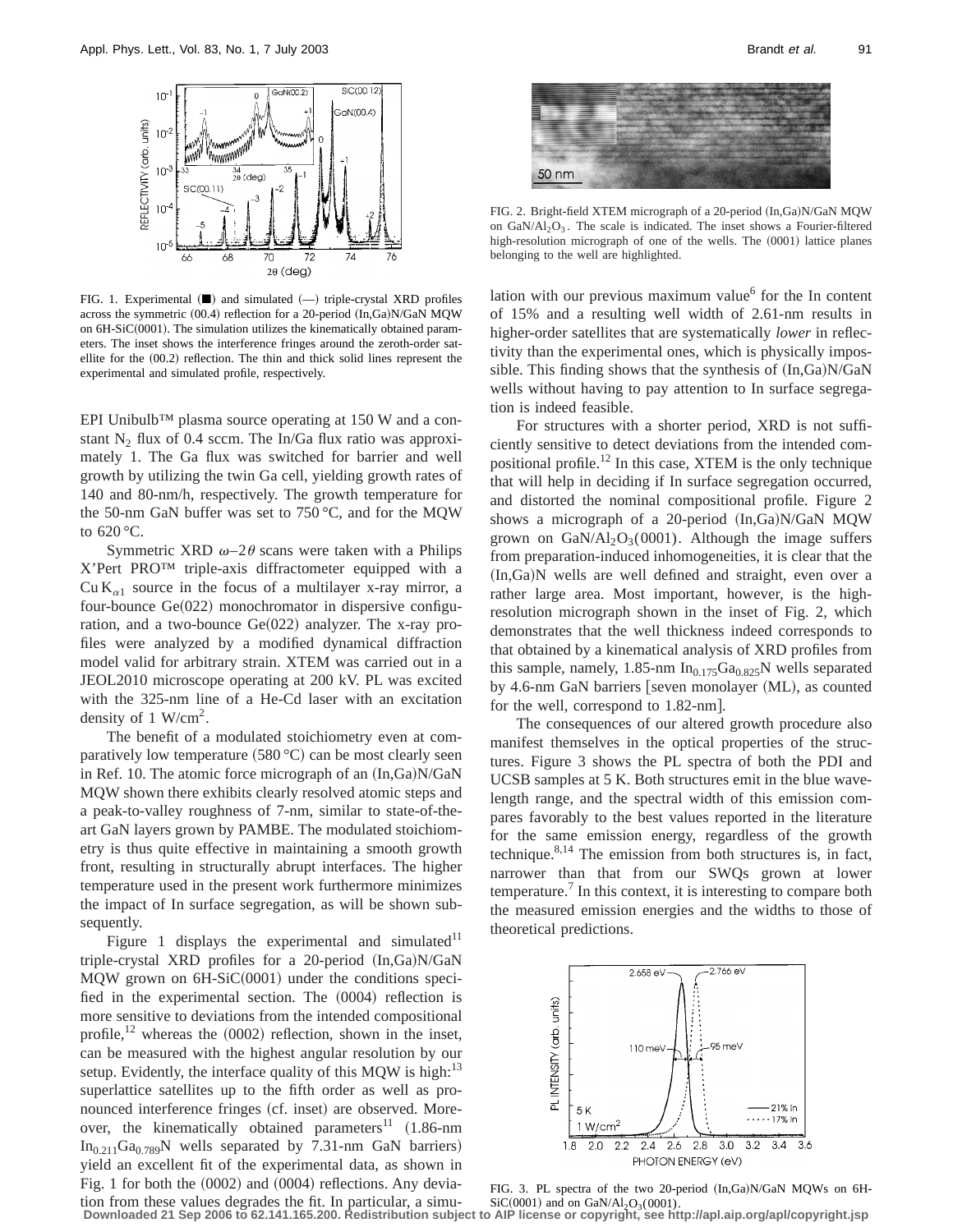FIG. 1. Experimental (■) and simulated (—) triple-crystal XRD profiles across the symmetric (00.4) reflection for a 20-period (In,Ga)N/GaN MQW on 6H-SiC(0001). The simulation utilizes the kinematically obtained parameters. The inset shows the interference fringes around the zeroth-order satellite for the (00.2) reflection. The thin and thick solid lines represent the experimental and simulated profile, respectively.

EPI Unibulb™ plasma source operating at 150 W and a constant $N_2$ flux of 0.4 sccm. The In/Ga flux ratio was approximately 1. The Ga flux was switched for barrier and well growth by utilizing the twin Ga cell, yielding growth rates of 140 and 80-nm/h, respectively. The growth temperature for the 50-nm GaN buffer was set to 750 °C, and for the MQW to 620 °C.

Symmetric XRD $\omega$–$2\theta$ scans were taken with a Philips X'Pert PRO™ triple-axis diffractometer equipped with a Cu $K_{\alpha 1}$ source in the focus of a multilayer x-ray mirror, a four-bounce Ge(022) monochromator in dispersive configuration, and a two-bounce Ge(022) analyzer. The x-ray profiles were analyzed by a modified dynamical diffraction model valid for arbitrary strain. XTEM was carried out in a JEOL2010 microscope operating at 200 kV. PL was excited with the 325-nm line of a He-Cd laser with an excitation density of 1 W/cm$^2$.

The benefit of a modulated stoichiometry even at comparatively low temperature (580 °C) can be most clearly seen in Ref. 10. The atomic force micrograph of an (In,Ga)N/GaN MQW shown there exhibits clearly resolved atomic steps and a peak-to-valley roughness of 7-nm, similar to state-of-the-art GaN layers grown by PAMBE. The modulated stoichiometry is thus quite effective in maintaining a smooth growth front, resulting in structurally abrupt interfaces. The higher temperature used in the present work furthermore minimizes the impact of In surface segregation, as will be shown subsequently.

Figure 1 displays the experimental and simulated[11] triple-crystal XRD profiles for a 20-period (In,Ga)N/GaN MQW grown on 6H-SiC(0001) under the conditions specified in the experimental section. The (0004) reflection is more sensitive to deviations from the intended compositional profile,[12] whereas the (0002) reflection, shown in the inset, can be measured with the highest angular resolution by our setup. Evidently, the interface quality of this MQW is high:[13] superlattice satellites up to the fifth order as well as pronounced interference fringes (cf. inset) are observed. Moreover, the kinematically obtained parameters[11] (1.86-nm $In_{0.211}Ga_{0.789}N$ wells separated by 7.31-nm GaN barriers) yield an excellent fit of the experimental data, as shown in Fig. 1 for both the (0002) and (0004) reflections. Any deviation from these values degrades the fit. In particular, a simulation with our previous maximum value[6] for the In content of 15% and a resulting well width of 2.61-nm results in higher-order satellites that are systematically *lower* in reflectivity than the experimental ones, which is physically impossible. This finding shows that the synthesis of (In,Ga)N/GaN wells without having to pay attention to In surface segregation is indeed feasible.

FIG. 2. Bright-field XTEM micrograph of a 20-period (In,Ga)N/GaN MQW on GaN/$Al_2O_3$. The scale is indicated. The inset shows a Fourier-filtered high-resolution micrograph of one of the wells. The (0001) lattice planes belonging to the well are highlighted.

For structures with a shorter period, XRD is not sufficiently sensitive to detect deviations from the intended compositional profile.[12] In this case, XTEM is the only technique that will help in deciding if In surface segregation occurred, and distorted the nominal compositional profile. Figure 2 shows a micrograph of a 20-period (In,Ga)N/GaN MQW grown on GaN/$Al_2O_3$(0001). Although the image suffers from preparation-induced inhomogeneities, it is clear that the (In,Ga)N wells are well defined and straight, even over a rather large area. Most important, however, is the high-resolution micrograph shown in the inset of Fig. 2, which demonstrates that the well thickness indeed corresponds to that obtained by a kinematical analysis of XRD profiles from this sample, namely, 1.85-nm $In_{0.175}Ga_{0.825}N$ wells separated by 4.6-nm GaN barriers [seven monolayer (ML), as counted for the well, correspond to 1.82-nm].

The consequences of our altered growth procedure also manifest themselves in the optical properties of the structures. Figure 3 shows the PL spectra of both the PDI and UCSB samples at 5 K. Both structures emit in the blue wavelength range, and the spectral width of this emission compares favorably to the best values reported in the literature for the same emission energy, regardless of the growth technique.[8,14] The emission from both structures is, in fact, narrower than that from our SWQs grown at lower temperature.[7] In this context, it is interesting to compare both the measured emission energies and the widths to those of theoretical predictions.

FIG. 3. PL spectra of the two 20-period (In,Ga)N/GaN MQWs on 6H-SiC(0001) and on GaN/$Al_2O_3$(0001).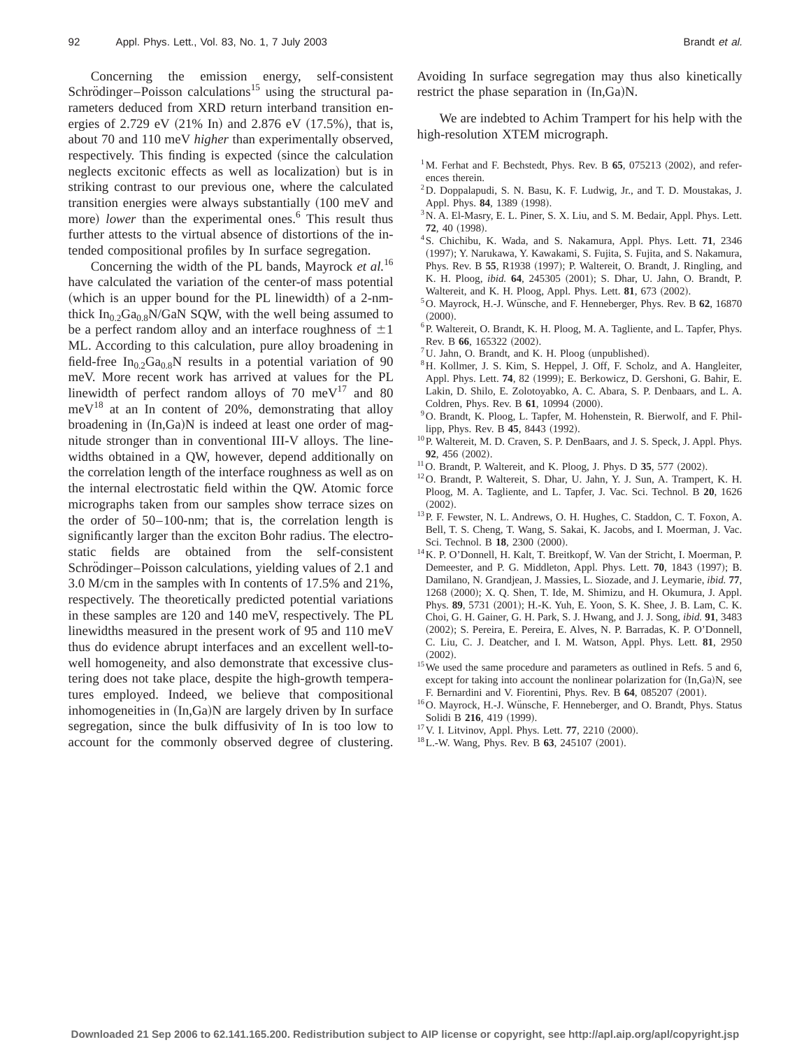Concerning the emission energy, self-consistent Schrödinger–Poisson calculations[15] using the structural parameters deduced from XRD return interband transition energies of 2.729 eV (21% In) and 2.876 eV (17.5%), that is, about 70 and 110 meV *higher* than experimentally observed, respectively. This finding is expected (since the calculation neglects excitonic effects as well as localization) but is in striking contrast to our previous one, where the calculated transition energies were always substantially (100 meV and more) *lower* than the experimental ones.[6] This result thus further attests to the virtual absence of distortions of the intended compositional profiles by In surface segregation.

Concerning the width of the PL bands, Mayrock *et al.*[16] have calculated the variation of the center-of mass potential (which is an upper bound for the PL linewidth) of a 2-nm-thick $In_{0.2}Ga_{0.8}N$/GaN SQW, with the well being assumed to be a perfect random alloy and an interface roughness of $\pm 1$ ML. According to this calculation, pure alloy broadening in field-free $In_{0.2}Ga_{0.8}N$ results in a potential variation of 90 meV. More recent work has arrived at values for the PL linewidth of perfect random alloys of 70 meV[17] and 80 meV[18] at an In content of 20%, demonstrating that alloy broadening in (In,Ga)N is indeed at least one order of magnitude stronger than in conventional III-V alloys. The linewidths obtained in a QW, however, depend additionally on the correlation length of the interface roughness as well as on the internal electrostatic field within the QW. Atomic force micrographs taken from our samples show terrace sizes on the order of 50–100-nm; that is, the correlation length is significantly larger than the exciton Bohr radius. The electrostatic fields are obtained from the self-consistent Schrödinger–Poisson calculations, yielding values of 2.1 and 3.0 M/cm in the samples with In contents of 17.5% and 21%, respectively. The theoretically predicted potential variations in these samples are 120 and 140 meV, respectively. The PL linewidths measured in the present work of 95 and 110 meV thus do evidence abrupt interfaces and an excellent well-to-well homogeneity, and also demonstrate that excessive clustering does not take place, despite the high-growth temperatures employed. Indeed, we believe that compositional inhomogeneities in (In,Ga)N are largely driven by In surface segregation, since the bulk diffusivity of In is too low to account for the commonly observed degree of clustering. Avoiding In surface segregation may thus also kinetically restrict the phase separation in (In,Ga)N.

We are indebted to Achim Trampert for his help with the high-resolution XTEM micrograph.

[1] M. Ferhat and F. Bechstedt, Phys. Rev. B **65**, 075213 (2002), and references therein.

[2] D. Doppalapudi, S. N. Basu, K. F. Ludwig, Jr., and T. D. Moustakas, J. Appl. Phys. **84**, 1389 (1998).

[3] N. A. El-Masry, E. L. Piner, S. X. Liu, and S. M. Bedair, Appl. Phys. Lett. **72**, 40 (1998).

[4] S. Chichibu, K. Wada, and S. Nakamura, Appl. Phys. Lett. **71**, 2346 (1997); Y. Narukawa, Y. Kawakami, S. Fujita, S. Fujita, and S. Nakamura, Phys. Rev. B **55**, R1938 (1997); P. Waltereit, O. Brandt, J. Ringling, and K. H. Ploog, *ibid.* **64**, 245305 (2001); S. Dhar, U. Jahn, O. Brandt, P. Waltereit, and K. H. Ploog, Appl. Phys. Lett. **81**, 673 (2002).

[5] O. Mayrock, H.-J. Wünsche, and F. Henneberger, Phys. Rev. B **62**, 16870 (2000).

[6] P. Waltereit, O. Brandt, K. H. Ploog, M. A. Tagliente, and L. Tapfer, Phys. Rev. B **66**, 165322 (2002).

[7] U. Jahn, O. Brandt, and K. H. Ploog (unpublished).

[8] H. Kollmer, J. S. Kim, S. Heppel, J. Off, F. Scholz, and A. Hangleiter, Appl. Phys. Lett. **74**, 82 (1999); E. Berkowicz, D. Gershoni, G. Bahir, E. Lakin, D. Shilo, E. Zolotoyabko, A. C. Abara, S. P. Denbaars, and L. A. Coldren, Phys. Rev. B **61**, 10994 (2000).

[9] O. Brandt, K. Ploog, L. Tapfer, M. Hohenstein, R. Bierwolf, and F. Phillipp, Phys. Rev. B **45**, 8443 (1992).

[10] P. Waltereit, M. D. Craven, S. P. DenBaars, and J. S. Speck, J. Appl. Phys. **92**, 456 (2002).

[11] O. Brandt, P. Waltereit, and K. Ploog, J. Phys. D **35**, 577 (2002).

[12] O. Brandt, P. Waltereit, S. Dhar, U. Jahn, Y. J. Sun, A. Trampert, K. H. Ploog, M. A. Tagliente, and L. Tapfer, J. Vac. Sci. Technol. B **20**, 1626 (2002).

[13] P. F. Fewster, N. L. Andrews, O. H. Hughes, C. Staddon, C. T. Foxon, A. Bell, T. S. Cheng, T. Wang, S. Sakai, K. Jacobs, and I. Moerman, J. Vac. Sci. Technol. B **18**, 2300 (2000).

[14] K. P. O'Donnell, H. Kalt, T. Breitkopf, W. Van der Stricht, I. Moerman, P. Demeester, and P. G. Middleton, Appl. Phys. Lett. **70**, 1843 (1997); B. Damilano, N. Grandjean, J. Massies, L. Siozade, and J. Leymarie, *ibid.* **77**, 1268 (2000); X. Q. Shen, T. Ide, M. Shimizu, and H. Okumura, J. Appl. Phys. **89**, 5731 (2001); H.-K. Yuh, E. Yoon, S. K. Shee, J. B. Lam, C. K. Choi, G. H. Gainer, G. H. Park, S. J. Hwang, and J. J. Song, *ibid.* **91**, 3483 (2002); S. Pereira, E. Pereira, E. Alves, N. P. Barradas, K. P. O'Donnell, C. Liu, C. J. Deatcher, and I. M. Watson, Appl. Phys. Lett. **81**, 2950 (2002).

[15] We used the same procedure and parameters as outlined in Refs. 5 and 6, except for taking into account the nonlinear polarization for (In,Ga)N, see F. Bernardini and V. Fiorentini, Phys. Rev. B **64**, 085207 (2001).

[16] O. Mayrock, H.-J. Wünsche, F. Henneberger, and O. Brandt, Phys. Status Solidi B **216**, 419 (1999).

[17] V. I. Litvinov, Appl. Phys. Lett. **77**, 2210 (2000).

[18] L.-W. Wang, Phys. Rev. B **63**, 245107 (2001).